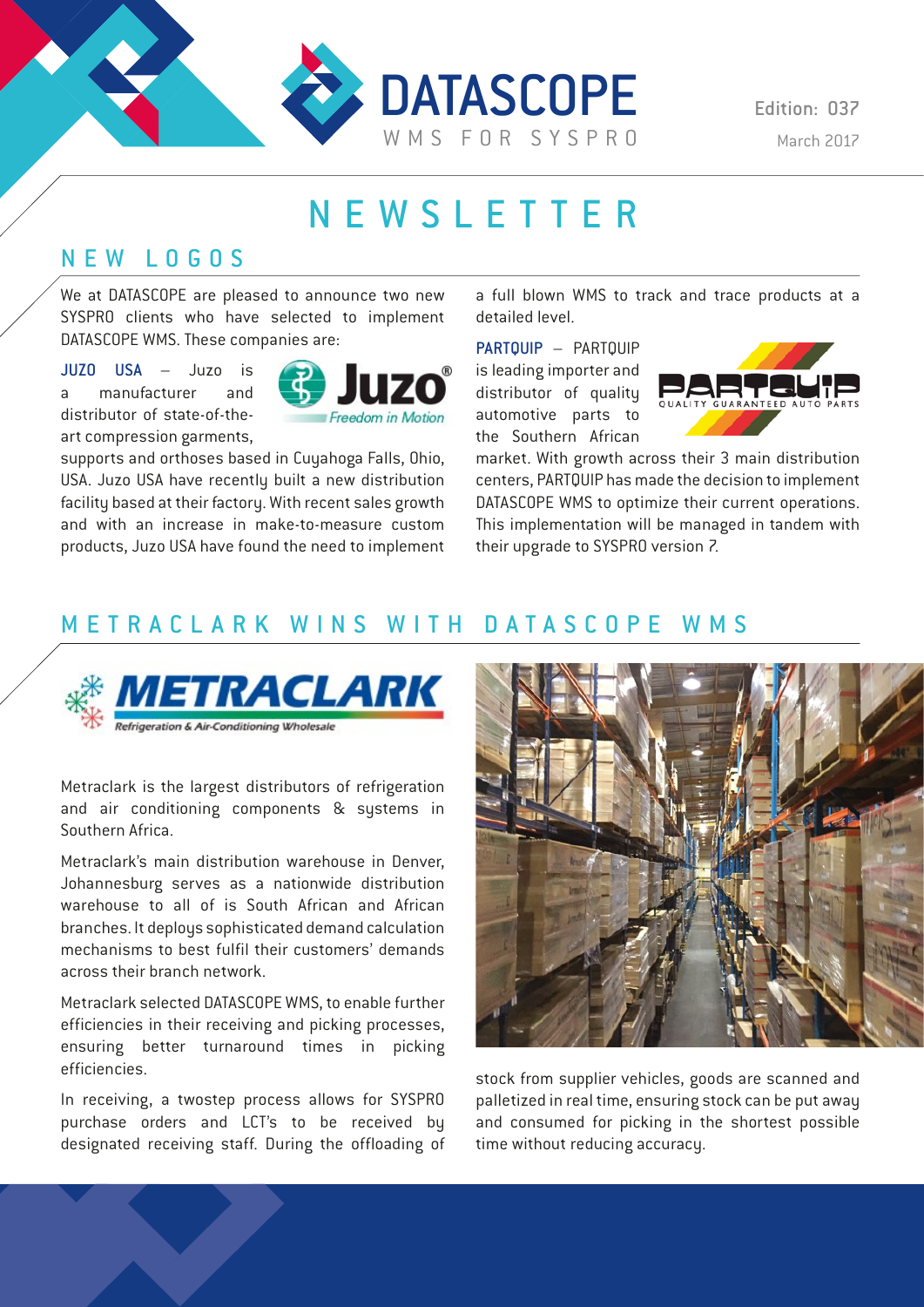# DATASCOPE

WMS FOR SYSPRO

Edition: 037

March 2017

# NEWSLETTER

## NEW LOGOS

We at DATASCOPE are pleased to announce two new SYSPRO clients who have selected to implement DATASCOPE WMS. These companies are:

**JUZO USA** – Juzo is a manufacturer and distributor of state-of-the-art compression garments, supports and orthoses based in Cuyahoga Falls, Ohio, USA. Juzo USA have recently built a new distribution facility based at their factory. With recent sales growth and with an increase in make-to-measure custom products, Juzo USA have found the need to implement a full blown WMS to track and trace products at a detailed level.

**PARTQUIP** – PARTQUIP is leading importer and distributor of quality automotive parts to the Southern African market. With growth across their 3 main distribution centers, PARTQUIP has made the decision to implement DATASCOPE WMS to optimize their current operations. This implementation will be managed in tandem with their upgrade to SYSPRO version 7.

## METRACLARK WINS WITH DATASCOPE WMS

Metraclark is the largest distributors of refrigeration and air conditioning components & systems in Southern Africa.

Metraclark's main distribution warehouse in Denver, Johannesburg serves as a nationwide distribution warehouse to all of is South African and African branches. It deploys sophisticated demand calculation mechanisms to best fulfil their customers' demands across their branch network.

Metraclark selected DATASCOPE WMS, to enable further efficiencies in their receiving and picking processes, ensuring better turnaround times in picking efficiencies.

In receiving, a twostep process allows for SYSPRO purchase orders and LCT's to be received by designated receiving staff. During the offloading of stock from supplier vehicles, goods are scanned and palletized in real time, ensuring stock can be put away and consumed for picking in the shortest possible time without reducing accuracy.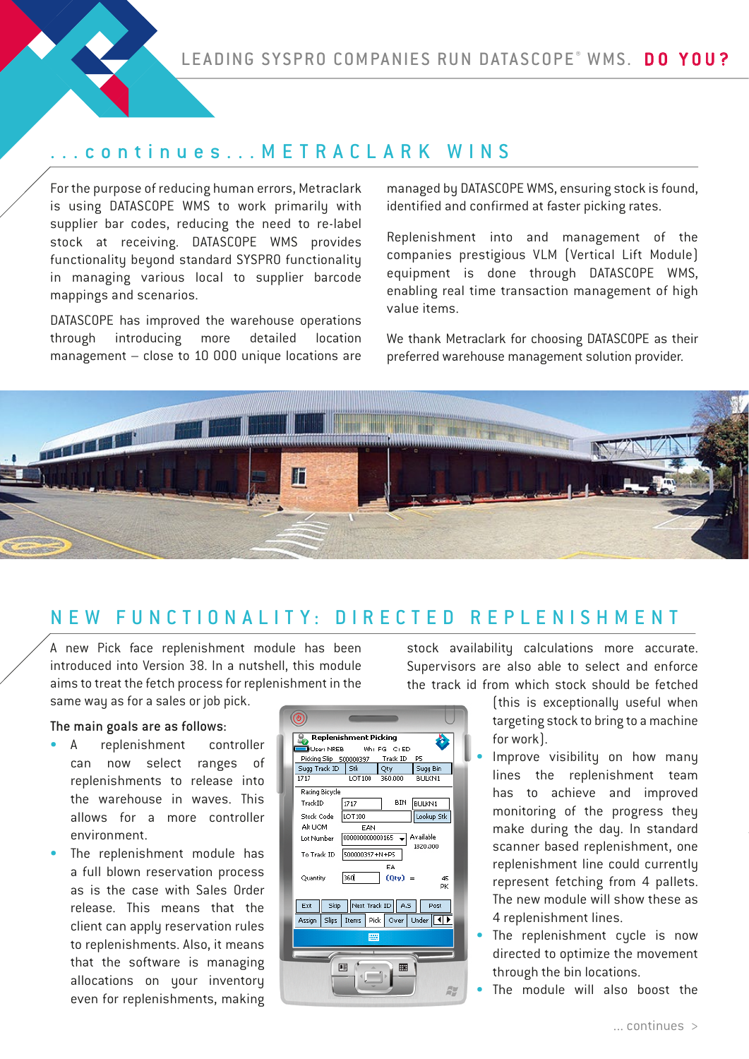## ...continues...METRACLARK WINS

For the purpose of reducing human errors, Metraclark is using DATASCOPE WMS to work primarily with supplier bar codes, reducing the need to re-label stock at receiving. DATASCOPE WMS provides functionality beyond standard SYSPRO functionality in managing various local to supplier barcode mappings and scenarios.

DATASCOPE has improved the warehouse operations through introducing more detailed location management – close to 10 000 unique locations are managed by DATASCOPE WMS, ensuring stock is found, identified and confirmed at faster picking rates.

Replenishment into and management of the companies prestigious VLM (Vertical Lift Module) equipment is done through DATASCOPE WMS, enabling real time transaction management of high value items.

We thank Metraclark for choosing DATASCOPE as their preferred warehouse management solution provider.

## NEW FUNCTIONALITY: DIRECTED REPLENISHMENT

A new Pick face replenishment module has been introduced into Version 38. In a nutshell, this module aims to treat the fetch process for replenishment in the same way as for a sales or job pick.

The main goals are as follows:

- A replenishment controller can now select ranges of replenishments to release into the warehouse in waves. This allows for a more controller environment.
- The replenishment module has a full blown reservation process as is the case with Sales Order release. This means that the client can apply reservation rules to replenishments. Also, it means that the software is managing allocations on your inventory even for replenishments, making stock availability calculations more accurate. Supervisors are also able to select and enforce the track id from which stock should be fetched (this is exceptionally useful when targeting stock to bring to a machine for work).
- Improve visibility on how many lines the replenishment team has to achieve and improved monitoring of the progress they make during the day. In standard scanner based replenishment, one replenishment line could currently represent fetching from 4 pallets. The new module will show these as 4 replenishment lines.
- The replenishment cycle is now directed to optimize the movement through the bin locations.
- The module will also boost the

... continues >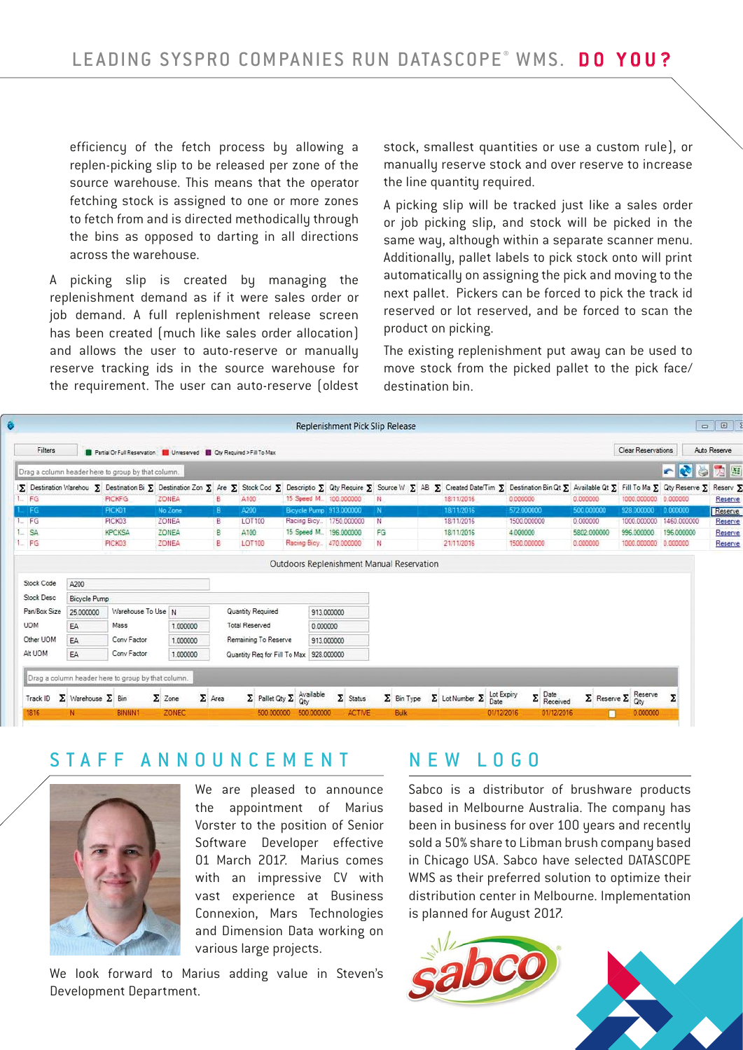efficiency of the fetch process by allowing a replen-picking slip to be released per zone of the source warehouse. This means that the operator fetching stock is assigned to one or more zones to fetch from and is directed methodically through the bins as opposed to darting in all directions across the warehouse.

A picking slip is created by managing the replenishment demand as if it were sales order or job demand. A full replenishment release screen has been created (much like sales order allocation) and allows the user to auto-reserve or manually reserve tracking ids in the source warehouse for the requirement. The user can auto-reserve (oldest stock, smallest quantities or use a custom rule), or manually reserve stock and over reserve to increase the line quantity required.

A picking slip will be tracked just like a sales order or job picking slip, and stock will be picked in the same way, although within a separate scanner menu. Additionally, pallet labels to pick stock onto will print automatically on assigning the pick and moving to the next pallet. Pickers can be forced to pick the track id reserved or lot reserved, and be forced to scan the product on picking.

The existing replenishment put away can be used to move stock from the picked pallet to the pick face/ destination bin.

## STAFF ANNOUNCEMENT

We are pleased to announce the appointment of Marius Vorster to the position of Senior Software Developer effective 01 March 2017. Marius comes with an impressive CV with vast experience at Business Connexion, Mars Technologies and Dimension Data working on various large projects.

We look forward to Marius adding value in Steven's Development Department.

## NEW LOGO

Sabco is a distributor of brushware products based in Melbourne Australia. The company has been in business for over 100 years and recently sold a 50% share to Libman brush company based in Chicago USA. Sabco have selected DATASCOPE WMS as their preferred solution to optimize their distribution center in Melbourne. Implementation is planned for August 2017.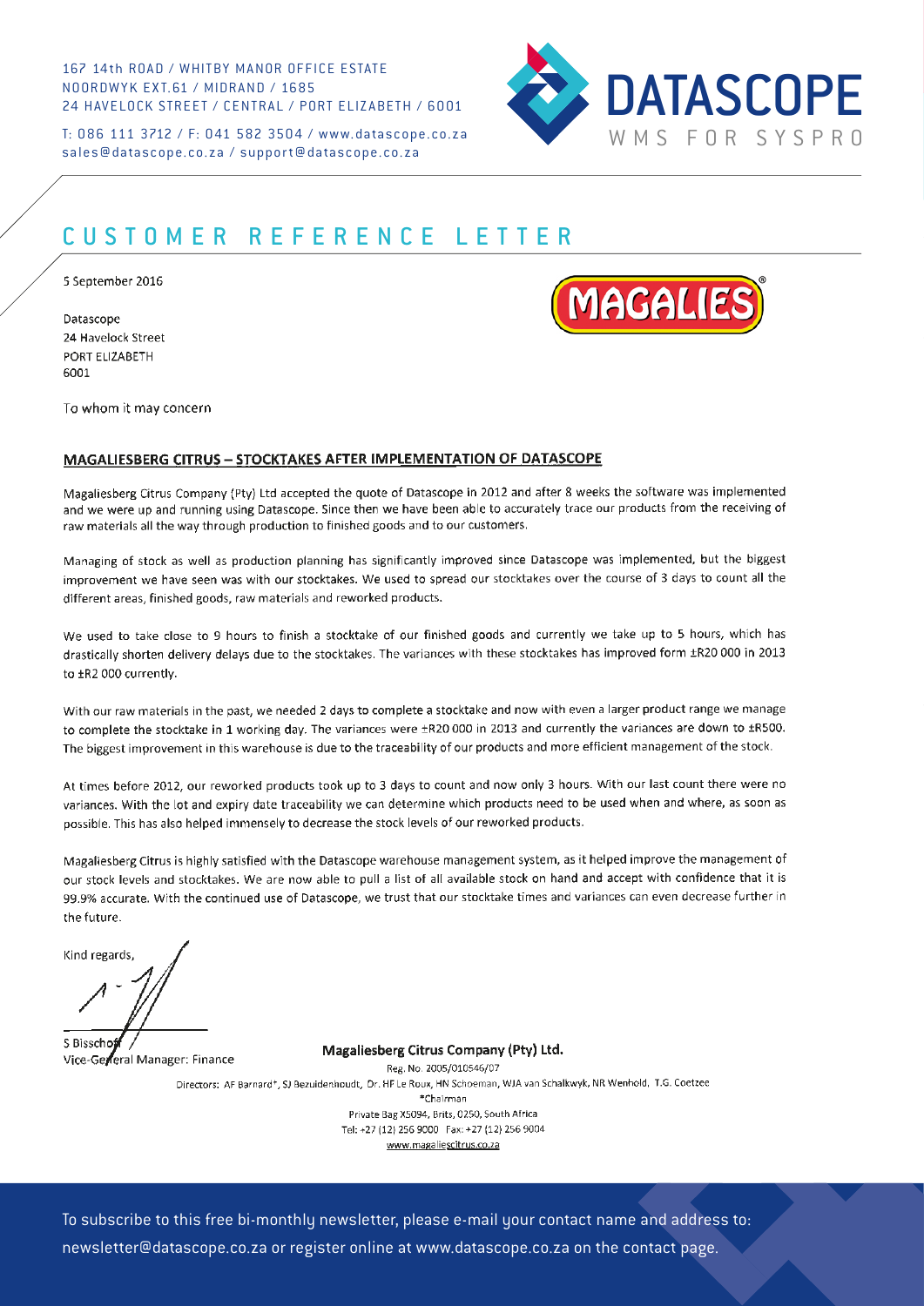167 14th ROAD / WHITBY MANOR OFFICE ESTATE
NOORDWYK EXT.61 / MIDRAND / 1685
24 HAVELOCK STREET / CENTRAL / PORT ELIZABETH / 6001

T: 086 111 3712 / F: 041 582 3504 / www.datascope.co.za
sales@datascope.co.za / support@datascope.co.za

DATASCOPE
WMS FOR SYSPRO

# CUSTOMER REFERENCE LETTER

5 September 2016

MAGALIES®

Datascope
24 Havelock Street
PORT ELIZABETH
6001

To whom it may concern

**MAGALIESBERG CITRUS – STOCKTAKES AFTER IMPLEMENTATION OF DATASCOPE**

Magaliesberg Citrus Company (Pty) Ltd accepted the quote of Datascope in 2012 and after 8 weeks the software was implemented and we were up and running using Datascope. Since then we have been able to accurately trace our products from the receiving of raw materials all the way through production to finished goods and to our customers.

Managing of stock as well as production planning has significantly improved since Datascope was implemented, but the biggest improvement we have seen was with our stocktakes. We used to spread our stocktakes over the course of 3 days to count all the different areas, finished goods, raw materials and reworked products.

We used to take close to 9 hours to finish a stocktake of our finished goods and currently we take up to 5 hours, which has drastically shorten delivery delays due to the stocktakes. The variances with these stocktakes has improved form ±R20 000 in 2013 to ±R2 000 currently.

With our raw materials in the past, we needed 2 days to complete a stocktake and now with even a larger product range we manage to complete the stocktake in 1 working day. The variances were ±R20 000 in 2013 and currently the variances are down to ±R500. The biggest improvement in this warehouse is due to the traceability of our products and more efficient management of the stock.

At times before 2012, our reworked products took up to 3 days to count and now only 3 hours. With our last count there were no variances. With the lot and expiry date traceability we can determine which products need to be used when and where, as soon as possible. This has also helped immensely to decrease the stock levels of our reworked products.

Magaliesberg Citrus is highly satisfied with the Datascope warehouse management system, as it helped improve the management of our stock levels and stocktakes. We are now able to pull a list of all available stock on hand and accept with confidence that it is 99.9% accurate. With the continued use of Datascope, we trust that our stocktake times and variances can even decrease further in the future.

Kind regards,

S Bisschoff
Vice-General Manager: Finance

**Magaliesberg Citrus Company (Pty) Ltd.**
Reg. No. 2005/010546/07
Directors: AF Barnard*, SJ Bezuidenhoudt, Dr. HF Le Roux, HN Schoeman, WJA van Schalkwyk, NR Wenhold, T.G. Coetzee
*Chairman
Private Bag X5094, Brits, 0250, South Africa
Tel: +27 (12) 256 9000 Fax: +27 (12) 256 9004
www.magaliescitrus.co.za

To subscribe to this free bi-monthly newsletter, please e-mail your contact name and address to: newsletter@datascope.co.za or register online at www.datascope.co.za on the contact page.